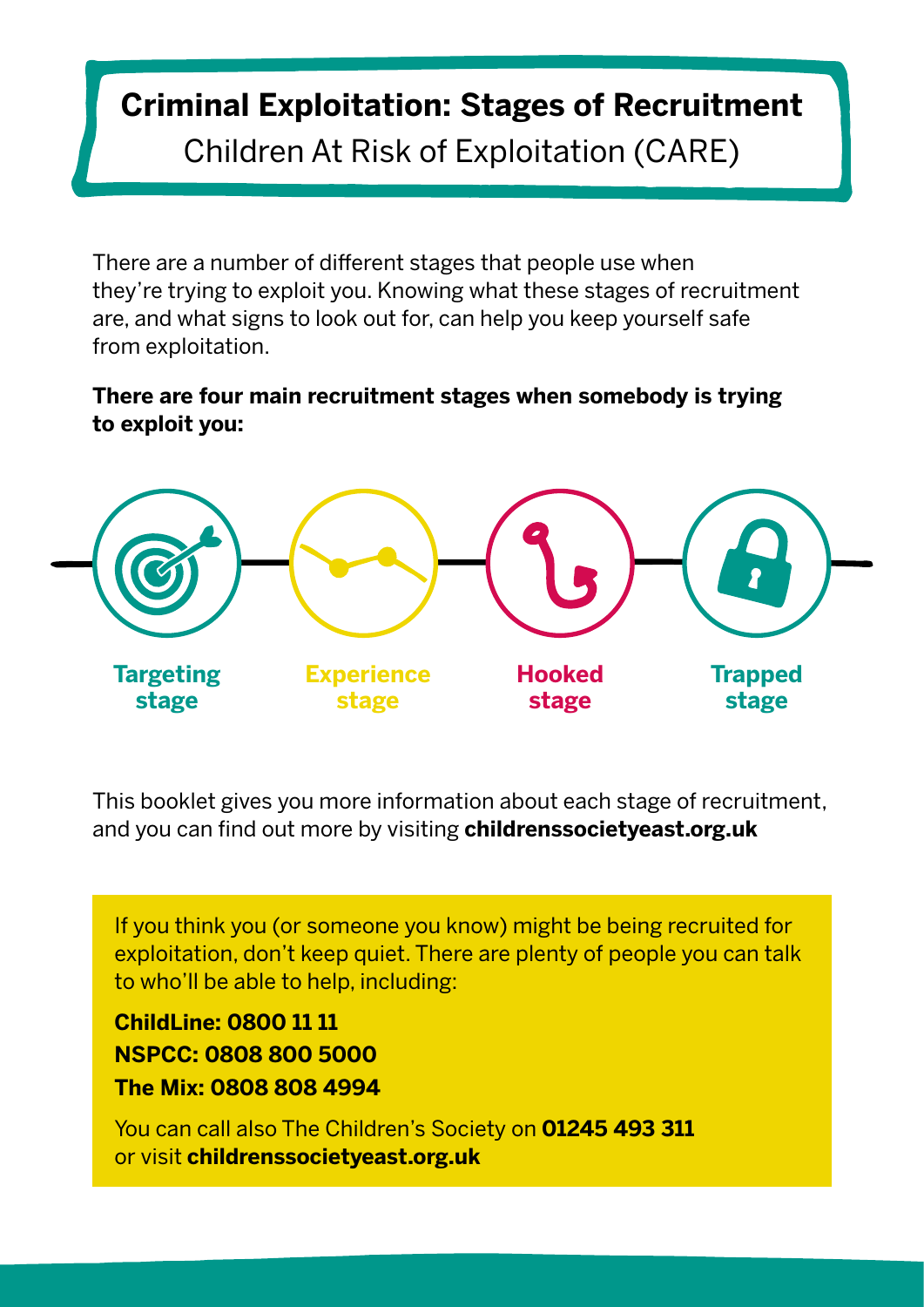# Criminal Exploitation: Stages of Recruitment

Children At Risk of Exploitation (CARE)

There are a number of different stages that people use when they're trying to exploit you. Knowing what these stages of recruitment are, and what signs to look out for, can help you keep yourself safe from exploitation.

**There are four main recruitment stages when somebody is trying to exploit you:**

**Targeting stage**

**Experience stage**

**Hooked stage**

**Trapped stage**

This booklet gives you more information about each stage of recruitment, and you can find out more by visiting **childrenssocietyeast.org.uk**

If you think you (or someone you know) might be being recruited for exploitation, don't keep quiet. There are plenty of people you can talk to who'll be able to help, including:

**ChildLine: 0800 11 11**
**NSPCC: 0808 800 5000**
**The Mix: 0808 808 4994**

You can call also The Children's Society on **01245 493 311** or visit **childrenssocietyeast.org.uk**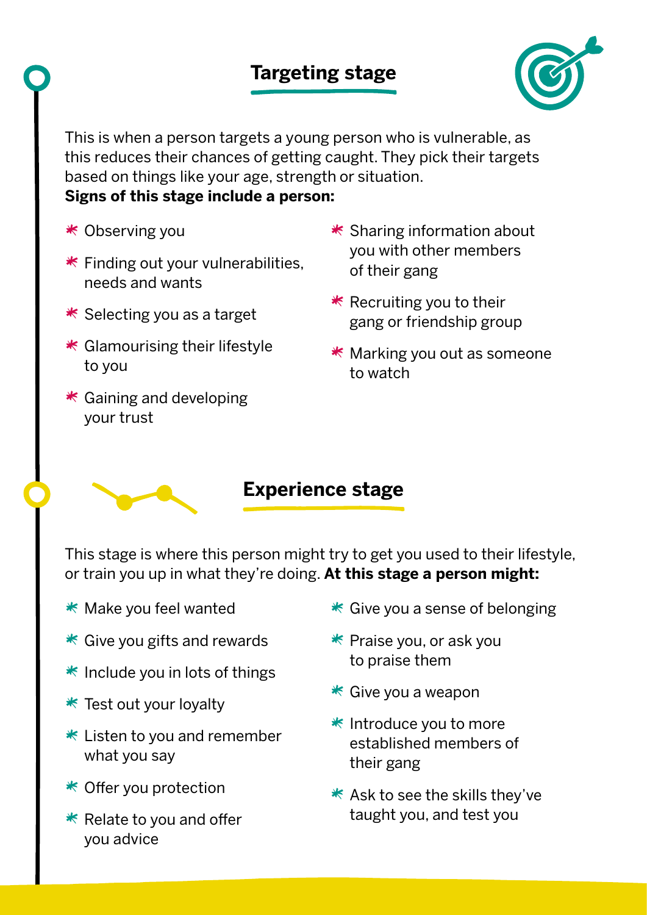## Targeting stage

This is when a person targets a young person who is vulnerable, as this reduces their chances of getting caught. They pick their targets based on things like your age, strength or situation.
**Signs of this stage include a person:**

- Observing you
- Finding out your vulnerabilities, needs and wants
- Selecting you as a target
- Glamourising their lifestyle to you
- Gaining and developing your trust
- Sharing information about you with other members of their gang
- Recruiting you to their gang or friendship group
- Marking you out as someone to watch

## Experience stage

This stage is where this person might try to get you used to their lifestyle, or train you up in what they're doing. **At this stage a person might:**

- Make you feel wanted
- Give you gifts and rewards
- Include you in lots of things
- Test out your loyalty
- Listen to you and remember what you say
- Offer you protection
- Relate to you and offer you advice
- Give you a sense of belonging
- Praise you, or ask you to praise them
- Give you a weapon
- Introduce you to more established members of their gang
- Ask to see the skills they've taught you, and test you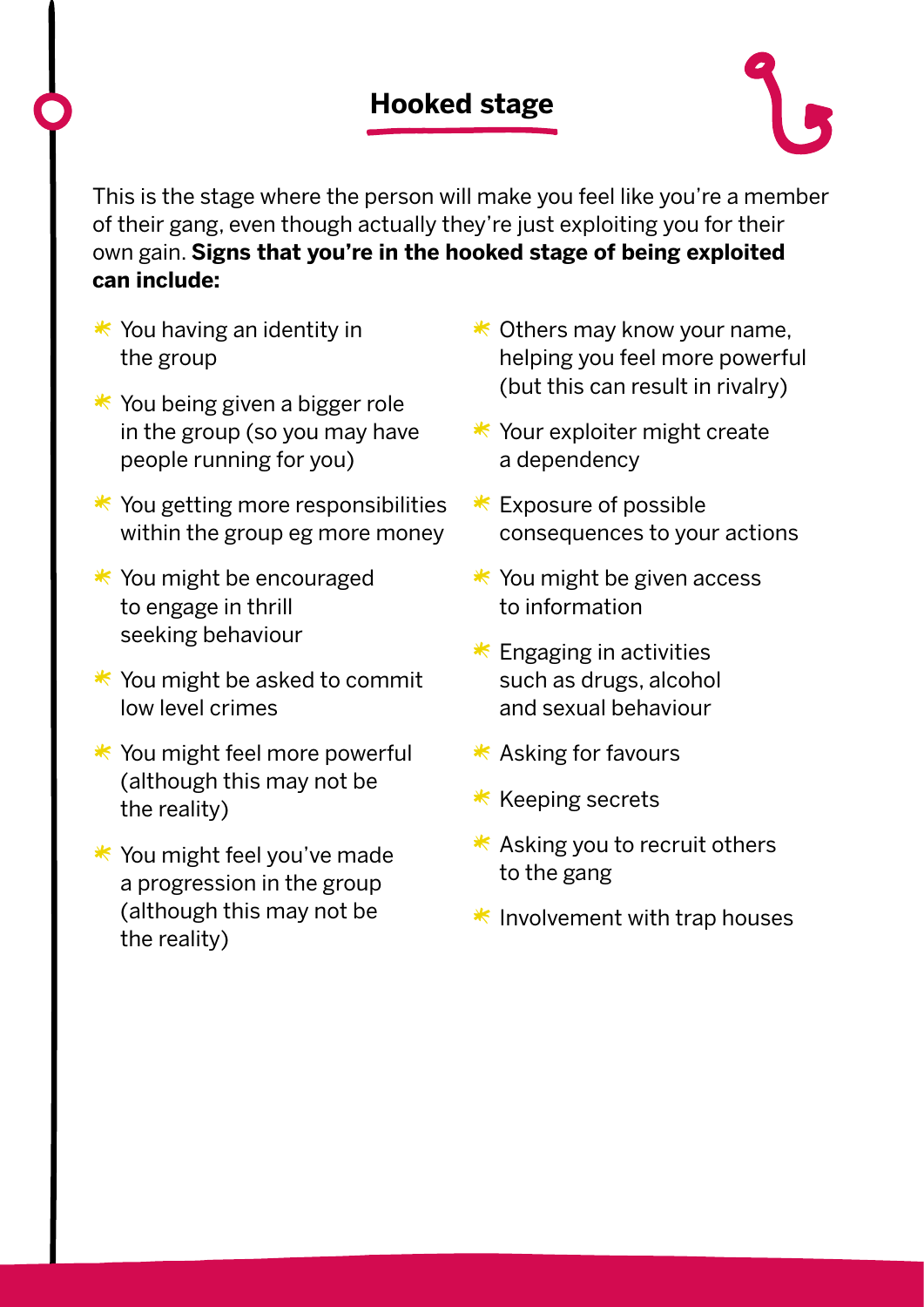## Hooked stage

This is the stage where the person will make you feel like you're a member of their gang, even though actually they're just exploiting you for their own gain. **Signs that you're in the hooked stage of being exploited can include:**

- You having an identity in the group
- You being given a bigger role in the group (so you may have people running for you)
- You getting more responsibilities within the group eg more money
- You might be encouraged to engage in thrill seeking behaviour
- You might be asked to commit low level crimes
- You might feel more powerful (although this may not be the reality)
- You might feel you've made a progression in the group (although this may not be the reality)
- Others may know your name, helping you feel more powerful (but this can result in rivalry)
- Your exploiter might create a dependency
- Exposure of possible consequences to your actions
- You might be given access to information
- Engaging in activities such as drugs, alcohol and sexual behaviour
- Asking for favours
- Keeping secrets
- Asking you to recruit others to the gang
- Involvement with trap houses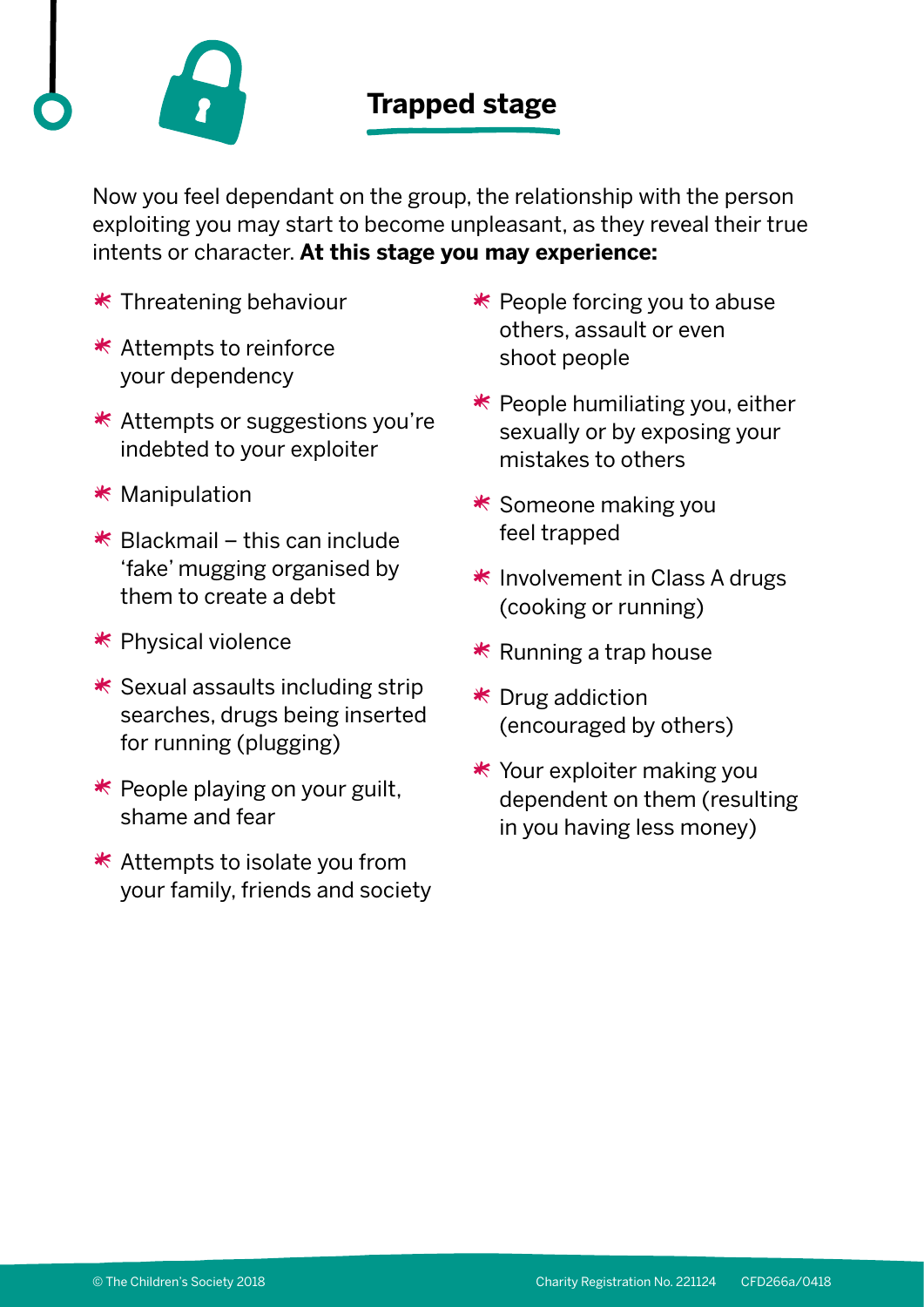## Trapped stage

Now you feel dependant on the group, the relationship with the person exploiting you may start to become unpleasant, as they reveal their true intents or character. **At this stage you may experience:**

- Threatening behaviour
- Attempts to reinforce your dependency
- Attempts or suggestions you're indebted to your exploiter
- Manipulation
- Blackmail – this can include 'fake' mugging organised by them to create a debt
- Physical violence
- Sexual assaults including strip searches, drugs being inserted for running (plugging)
- People playing on your guilt, shame and fear
- Attempts to isolate you from your family, friends and society
- People forcing you to abuse others, assault or even shoot people
- People humiliating you, either sexually or by exposing your mistakes to others
- Someone making you feel trapped
- Involvement in Class A drugs (cooking or running)
- Running a trap house
- Drug addiction (encouraged by others)
- Your exploiter making you dependent on them (resulting in you having less money)

© The Children's Society 2018 Charity Registration No. 221124 CFD266a/0418